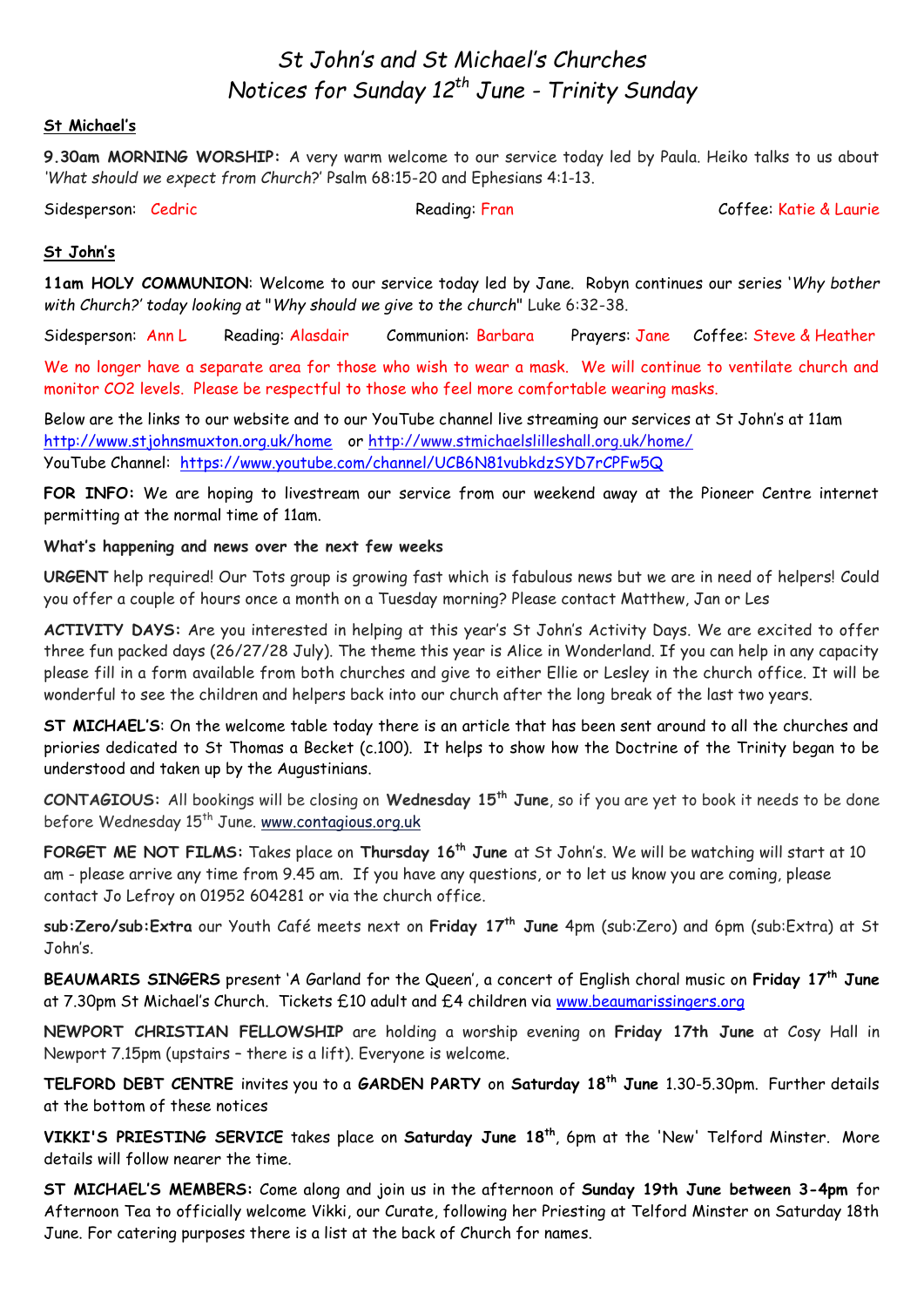# *St John's and St Michael's Churches*
# *Notices for Sunday 12th June - Trinity Sunday*

**St Michael's**

**9.30am MORNING WORSHIP:** A very warm welcome to our service today led by Paula. Heiko talks to us about *'What should we expect from Church?'* Psalm 68:15-20 and Ephesians 4:1-13.

Sidesperson: Cedric Reading: Fran Coffee: Katie & Laurie

**St John's**

**11am HOLY COMMUNION**: Welcome to our service today led by Jane. Robyn continues our series '*Why bother with Church?' today looking at "Why should we give to the church*" Luke 6:32-38.

Sidesperson: Ann L Reading: Alasdair Communion: Barbara Prayers: Jane Coffee: Steve & Heather

We no longer have a separate area for those who wish to wear a mask. We will continue to ventilate church and monitor CO2 levels. Please be respectful to those who feel more comfortable wearing masks.

Below are the links to our website and to our YouTube channel live streaming our services at St John's at 11am
http://www.stjohnsmuxton.org.uk/home or http://www.stmichaelslilleshall.org.uk/home/
YouTube Channel: https://www.youtube.com/channel/UCB6N81vubkdzSYD7rCPFw5Q

**FOR INFO:** We are hoping to livestream our service from our weekend away at the Pioneer Centre internet permitting at the normal time of 11am.

**What's happening and news over the next few weeks**

**URGENT** help required! Our Tots group is growing fast which is fabulous news but we are in need of helpers! Could you offer a couple of hours once a month on a Tuesday morning? Please contact Matthew, Jan or Les

**ACTIVITY DAYS:** Are you interested in helping at this year's St John's Activity Days. We are excited to offer three fun packed days (26/27/28 July). The theme this year is Alice in Wonderland. If you can help in any capacity please fill in a form available from both churches and give to either Ellie or Lesley in the church office. It will be wonderful to see the children and helpers back into our church after the long break of the last two years.

**ST MICHAEL'S**: On the welcome table today there is an article that has been sent around to all the churches and priories dedicated to St Thomas a Becket (c.100). It helps to show how the Doctrine of the Trinity began to be understood and taken up by the Augustinians.

**CONTAGIOUS:** All bookings will be closing on **Wednesday 15th June**, so if you are yet to book it needs to be done before Wednesday 15th June. www.contagious.org.uk

**FORGET ME NOT FILMS:** Takes place on **Thursday 16th June** at St John's. We will be watching will start at 10 am - please arrive any time from 9.45 am. If you have any questions, or to let us know you are coming, please contact Jo Lefroy on 01952 604281 or via the church office.

**sub:Zero/sub:Extra** our Youth Café meets next on **Friday 17th June** 4pm (sub:Zero) and 6pm (sub:Extra) at St John's.

**BEAUMARIS SINGERS** present 'A Garland for the Queen', a concert of English choral music on **Friday 17th June** at 7.30pm St Michael's Church. Tickets £10 adult and £4 children via www.beaumarissingers.org

**NEWPORT CHRISTIAN FELLOWSHIP** are holding a worship evening on **Friday 17th June** at Cosy Hall in Newport 7.15pm (upstairs – there is a lift). Everyone is welcome.

**TELFORD DEBT CENTRE** invites you to a **GARDEN PARTY** on **Saturday 18th June** 1.30-5.30pm. Further details at the bottom of these notices

**VIKKI'S PRIESTING SERVICE** takes place on **Saturday June 18th**, 6pm at the 'New' Telford Minster. More details will follow nearer the time.

**ST MICHAEL'S MEMBERS:** Come along and join us in the afternoon of **Sunday 19th June between 3-4pm** for Afternoon Tea to officially welcome Vikki, our Curate, following her Priesting at Telford Minster on Saturday 18th June. For catering purposes there is a list at the back of Church for names.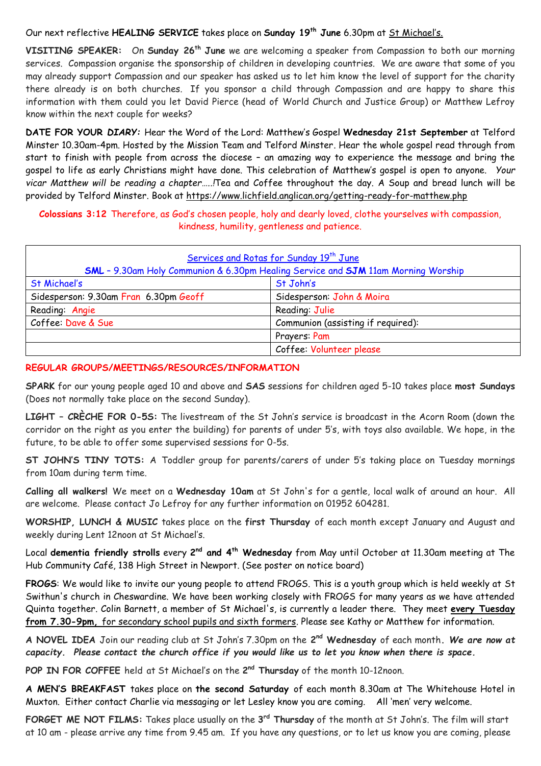Our next reflective **HEALING SERVICE** takes place on **Sunday 19th June** 6.30pm at St Michael's.

**VISITING SPEAKER:** On **Sunday 26th June** we are welcoming a speaker from Compassion to both our morning services. Compassion organise the sponsorship of children in developing countries. We are aware that some of you may already support Compassion and our speaker has asked us to let him know the level of support for the charity there already is on both churches. If you sponsor a child through Compassion and are happy to share this information with them could you let David Pierce (head of World Church and Justice Group) or Matthew Lefroy know within the next couple for weeks?

**DATE FOR YOUR *DIARY:*** Hear the Word of the Lord: Matthew's Gospel **Wednesday 21st September** at Telford Minster 10.30am-4pm. Hosted by the Mission Team and Telford Minster. Hear the whole gospel read through from start to finish with people from across the diocese – an amazing way to experience the message and bring the gospel to life as early Christians might have done. This celebration of Matthew's gospel is open to anyone. *Your vicar Matthew will be reading a chapter…..!*Tea and Coffee throughout the day. A Soup and bread lunch will be provided by Telford Minster. Book at https://www.lichfield.anglican.org/getting-ready-for-matthew.php

**Colossians 3:12** Therefore, as God's chosen people, holy and dearly loved, clothe yourselves with compassion, kindness, humility, gentleness and patience.

| Services and Rotas for Sunday 19th June<br>**SML** – 9.30am Holy Communion & 6.30pm Healing Service and **SJM** 11am Morning Worship | |
|---|---|
| St Michael's | St John's |
| Sidesperson: 9.30am Fran 6.30pm Geoff | Sidesperson: John & Moira |
| Reading: Angie | Reading: Julie |
| Coffee: Dave & Sue | Communion (assisting if required): |
| | Prayers: Pam |
| | Coffee: Volunteer please |

## REGULAR GROUPS/MEETINGS/RESOURCES/INFORMATION

**SPARK** for our young people aged 10 and above and **SAS** sessions for children aged 5-10 takes place **most Sundays** (Does not normally take place on the second Sunday).

**LIGHT – CRÈCHE FOR 0-5S:** The livestream of the St John's service is broadcast in the Acorn Room (down the corridor on the right as you enter the building) for parents of under 5's, with toys also available. We hope, in the future, to be able to offer some supervised sessions for 0-5s.

**ST JOHN'S TINY TOTS:** A Toddler group for parents/carers of under 5's taking place on Tuesday mornings from 10am during term time.

**Calling all walkers!** We meet on a **Wednesday 10am** at St John's for a gentle, local walk of around an hour. All are welcome. Please contact Jo Lefroy for any further information on 01952 604281.

**WORSHIP, LUNCH & MUSIC** takes place on the **first Thursday** of each month except January and August and weekly during Lent 12noon at St Michael's.

Local **dementia friendly strolls** every **2nd and 4th Wednesday** from May until October at 11.30am meeting at The Hub Community Café, 138 High Street in Newport. (See poster on notice board)

**FROGS**: We would like to invite our young people to attend FROGS. This is a youth group which is held weekly at St Swithun's church in Cheswardine. We have been working closely with FROGS for many years as we have attended Quinta together. Colin Barnett, a member of St Michael's, is currently a leader there. They meet **every Tuesday from 7.30-9pm,** for secondary school pupils and sixth formers. Please see Kathy or Matthew for information.

**A NOVEL IDEA** Join our reading club at St John's 7.30pm on the **2nd Wednesday** of each month. ***We are now at capacity. Please contact the church office if you would like us to let you know when there is space.***

**POP IN FOR COFFEE** held at St Michael's on the **2nd Thursday** of the month 10-12noon.

**A MEN'S BREAKFAST** takes place on **the second Saturday** of each month 8.30am at The Whitehouse Hotel in Muxton. Either contact Charlie via messaging or let Lesley know you are coming. All 'men' very welcome.

**FORGET ME NOT FILMS:** Takes place usually on the **3rd Thursday** of the month at St John's. The film will start at 10 am - please arrive any time from 9.45 am. If you have any questions, or to let us know you are coming, please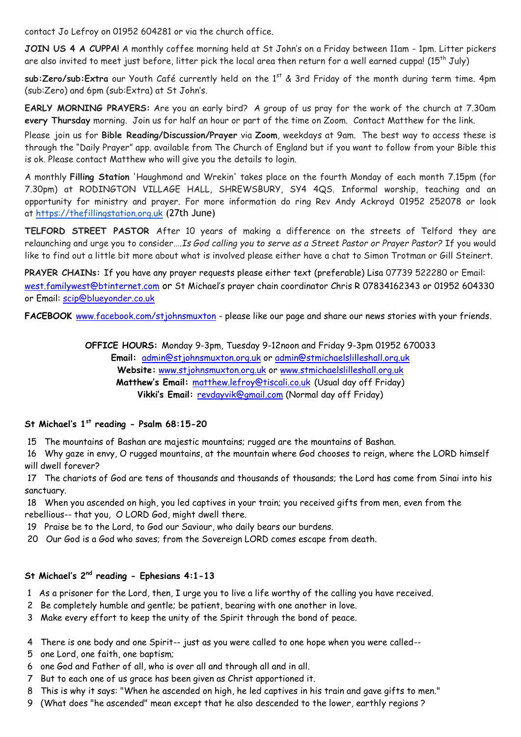contact Jo Lefroy on 01952 604281 or via the church office.

**JOIN US 4 A CUPPA!** A monthly coffee morning held at St John's on a Friday between 11am - 1pm. Litter pickers are also invited to meet just before, litter pick the local area then return for a well earned cuppa! (15th July)

**sub:Zero/sub:Extra** our Youth Café currently held on the 1st & 3rd Friday of the month during term time. 4pm (sub:Zero) and 6pm (sub:Extra) at St John's.

**EARLY MORNING PRAYERS:** Are you an early bird? A group of us pray for the work of the church at 7.30am **every Thursday** morning. Join us for half an hour or part of the time on Zoom. Contact Matthew for the link.

Please join us for **Bible Reading/Discussion/Prayer** via **Zoom**, weekdays at 9am. The best way to access these is through the "Daily Prayer" app. available from The Church of England but if you want to follow from your Bible this is ok. Please contact Matthew who will give you the details to login.

A monthly **Filling Station** 'Haughmond and Wrekin' takes place on the fourth Monday of each month 7.15pm (for 7.30pm) at RODINGTON VILLAGE HALL, SHREWSBURY, SY4 4QS. Informal worship, teaching and an opportunity for ministry and prayer. For more information do ring Rev Andy Ackroyd 01952 252078 or look at https://thefillingstation.org.uk (27th June)

**TELFORD STREET PASTOR** After 10 years of making a difference on the streets of Telford they are relaunching and urge you to consider….*Is God calling you to serve as a Street Pastor or Prayer Pastor?* If you would like to find out a little bit more about what is involved please either have a chat to Simon Trotman or Gill Steinert.

**PRAYER CHAINs:** If you have any prayer requests please either text (preferable) Lisa 07739 522280 or Email: west.familywest@btinternet.com or St Michael's prayer chain coordinator Chris R 07834162343 or 01952 604330 or Email: scip@blueyonder.co.uk

**FACEBOOK** www.facebook.com/stjohnsmuxton - please like our page and share our news stories with your friends.

**OFFICE HOURS:** Monday 9-3pm, Tuesday 9-12noon and Friday 9-3pm 01952 670033
**Email:** admin@stjohnsmuxton.org.uk or admin@stmichaelslilleshall.org.uk
**Website:** www.stjohnsmuxton.org.uk or www.stmichaelslilleshall.org.uk
**Matthew's Email:** matthew.lefroy@tiscali.co.uk (Usual day off Friday)
**Vikki's Email:** revdayvik@gmail.com (Normal day off Friday)

### St Michael's 1st reading - Psalm 68:15-20

15 The mountains of Bashan are majestic mountains; rugged are the mountains of Bashan.
16 Why gaze in envy, O rugged mountains, at the mountain where God chooses to reign, where the LORD himself will dwell forever?
17 The chariots of God are tens of thousands and thousands of thousands; the Lord has come from Sinai into his sanctuary.
18 When you ascended on high, you led captives in your train; you received gifts from men, even from the rebellious-- that you, O LORD God, might dwell there.
19 Praise be to the Lord, to God our Saviour, who daily bears our burdens.
20 Our God is a God who saves; from the Sovereign LORD comes escape from death.

### St Michael's 2nd reading - Ephesians 4:1-13

1 As a prisoner for the Lord, then, I urge you to live a life worthy of the calling you have received.
2 Be completely humble and gentle; be patient, bearing with one another in love.
3 Make every effort to keep the unity of the Spirit through the bond of peace.

4 There is one body and one Spirit-- just as you were called to one hope when you were called--
5 one Lord, one faith, one baptism;
6 one God and Father of all, who is over all and through all and in all.
7 But to each one of us grace has been given as Christ apportioned it.
8 This is why it says: "When he ascended on high, he led captives in his train and gave gifts to men."
9 (What does "he ascended" mean except that he also descended to the lower, earthly regions ?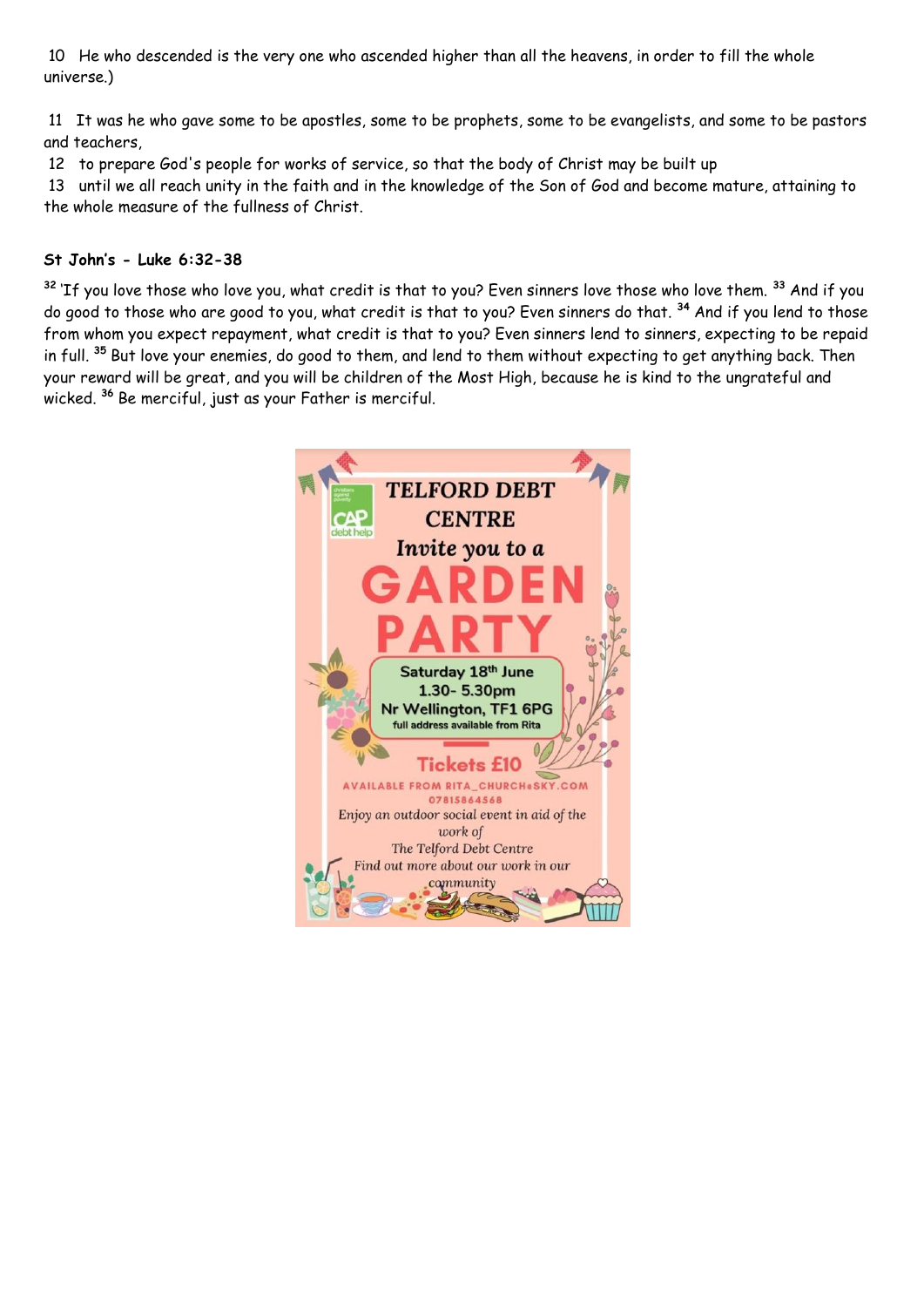10 He who descended is the very one who ascended higher than all the heavens, in order to fill the whole universe.)

11 It was he who gave some to be apostles, some to be prophets, some to be evangelists, and some to be pastors and teachers,

12 to prepare God's people for works of service, so that the body of Christ may be built up

13 until we all reach unity in the faith and in the knowledge of the Son of God and become mature, attaining to the whole measure of the fullness of Christ.

**St John's - Luke 6:32-38**

[32] 'If you love those who love you, what credit is that to you? Even sinners love those who love them. [33] And if you do good to those who are good to you, what credit is that to you? Even sinners do that. [34] And if you lend to those from whom you expect repayment, what credit is that to you? Even sinners lend to sinners, expecting to be repaid in full. [35] But love your enemies, do good to them, and lend to them without expecting to get anything back. Then your reward will be great, and you will be children of the Most High, because he is kind to the ungrateful and wicked. [36] Be merciful, just as your Father is merciful.

TELFORD DEBT CENTRE

*Invite you to a*

GARDEN PARTY

Saturday 18th June
1.30- 5.30pm
Nr Wellington, TF1 6PG
full address available from Rita

Tickets £10

AVAILABLE FROM RITA_CHURCH@SKY.COM
07815864568

*Enjoy an outdoor social event in aid of the work of*
*The Telford Debt Centre*
*Find out more about our work in our community*